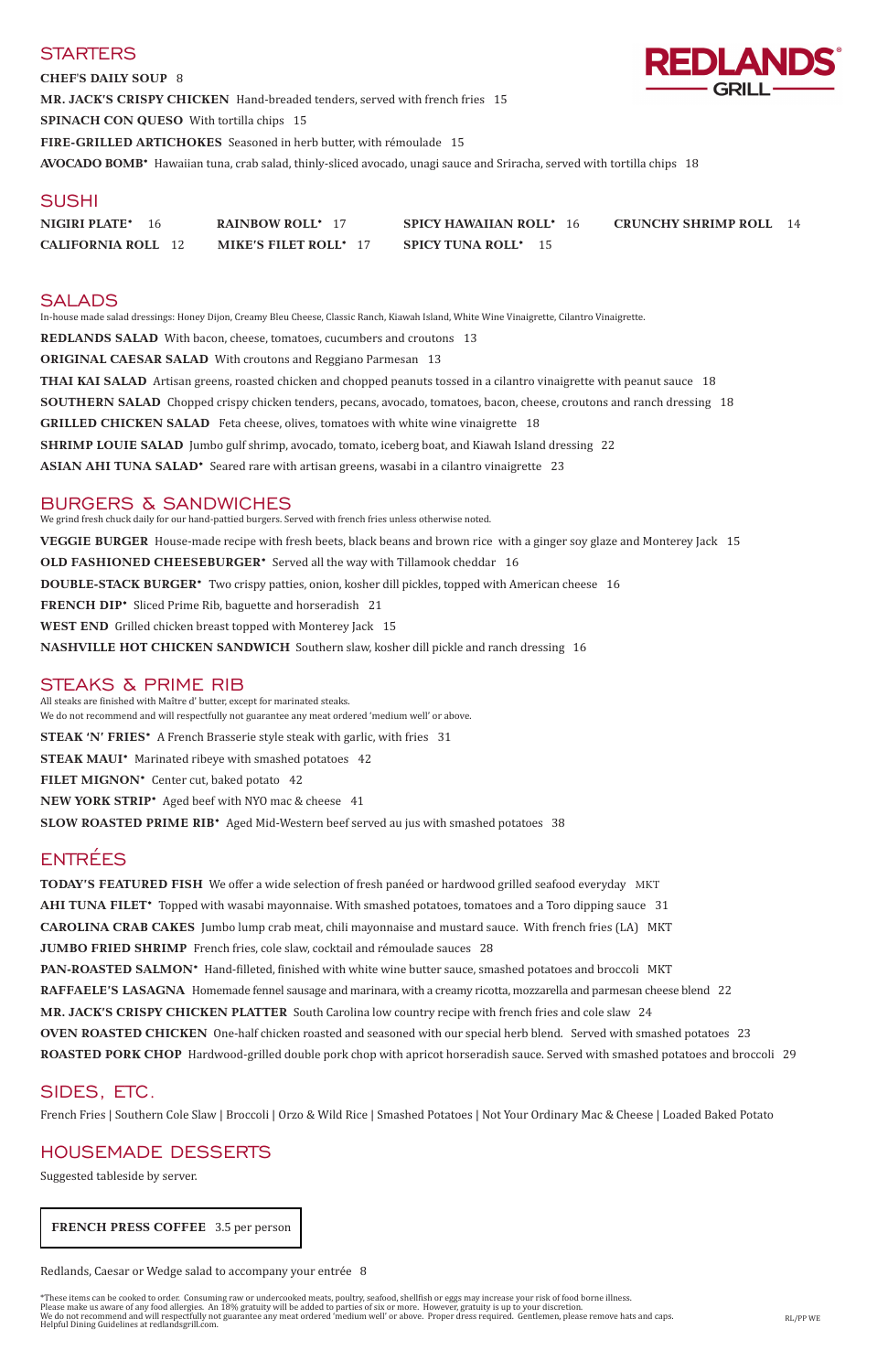**REDLANDS GRILL**

## STARTERS

**CHEF'S DAILY SOUP** 8

**MR. JACK'S CRISPY CHICKEN** Hand-breaded tenders, served with french fries 15

**SPINACH CON QUESO** With tortilla chips 15

**FIRE-GRILLED ARTICHOKES** Seasoned in herb butter, with rémoulade 15

**AVOCADO BOMB*** Hawaiian tuna, crab salad, thinly-sliced avocado, unagi sauce and Sriracha, served with tortilla chips 18

## SUSHI

**NIGIRI PLATE*** 16
**RAINBOW ROLL*** 17
**SPICY HAWAIIAN ROLL*** 16
**CRUNCHY SHRIMP ROLL** 14
**CALIFORNIA ROLL** 12
**MIKE'S FILET ROLL*** 17
**SPICY TUNA ROLL*** 15

## SALADS

In-house made salad dressings: Honey Dijon, Creamy Bleu Cheese, Classic Ranch, Kiawah Island, White Wine Vinaigrette, Cilantro Vinaigrette.

**REDLANDS SALAD** With bacon, cheese, tomatoes, cucumbers and croutons 13

**ORIGINAL CAESAR SALAD** With croutons and Reggiano Parmesan 13

**THAI KAI SALAD** Artisan greens, roasted chicken and chopped peanuts tossed in a cilantro vinaigrette with peanut sauce 18

**SOUTHERN SALAD** Chopped crispy chicken tenders, pecans, avocado, tomatoes, bacon, cheese, croutons and ranch dressing 18

**GRILLED CHICKEN SALAD** Feta cheese, olives, tomatoes with white wine vinaigrette 18

**SHRIMP LOUIE SALAD** Jumbo gulf shrimp, avocado, tomato, iceberg boat, and Kiawah Island dressing 22

**ASIAN AHI TUNA SALAD*** Seared rare with artisan greens, wasabi in a cilantro vinaigrette 23

## BURGERS & SANDWICHES

We grind fresh chuck daily for our hand-pattied burgers. Served with french fries unless otherwise noted.

**VEGGIE BURGER** House-made recipe with fresh beets, black beans and brown rice with a ginger soy glaze and Monterey Jack 15

**OLD FASHIONED CHEESEBURGER*** Served all the way with Tillamook cheddar 16

**DOUBLE-STACK BURGER*** Two crispy patties, onion, kosher dill pickles, topped with American cheese 16

**FRENCH DIP*** Sliced Prime Rib, baguette and horseradish 21

**WEST END** Grilled chicken breast topped with Monterey Jack 15

**NASHVILLE HOT CHICKEN SANDWICH** Southern slaw, kosher dill pickle and ranch dressing 16

## STEAKS & PRIME RIB

All steaks are finished with Maître d' butter, except for marinated steaks.
We do not recommend and will respectfully not guarantee any meat ordered 'medium well' or above.

**STEAK 'N' FRIES*** A French Brasserie style steak with garlic, with fries 31

**STEAK MAUI*** Marinated ribeye with smashed potatoes 42

**FILET MIGNON*** Center cut, baked potato 42

**NEW YORK STRIP*** Aged beef with NYO mac & cheese 41

**SLOW ROASTED PRIME RIB*** Aged Mid-Western beef served au jus with smashed potatoes 38

## ENTRÉES

**TODAY'S FEATURED FISH** We offer a wide selection of fresh panéed or hardwood grilled seafood everyday MKT

**AHI TUNA FILET*** Topped with wasabi mayonnaise. With smashed potatoes, tomatoes and a Toro dipping sauce 31

**CAROLINA CRAB CAKES** Jumbo lump crab meat, chili mayonnaise and mustard sauce. With french fries (LA) MKT

**JUMBO FRIED SHRIMP** French fries, cole slaw, cocktail and rémoulade sauces 28

**PAN-ROASTED SALMON*** Hand-filleted, finished with white wine butter sauce, smashed potatoes and broccoli MKT

**RAFFAELE'S LASAGNA** Homemade fennel sausage and marinara, with a creamy ricotta, mozzarella and parmesan cheese blend 22

**MR. JACK'S CRISPY CHICKEN PLATTER** South Carolina low country recipe with french fries and cole slaw 24

**OVEN ROASTED CHICKEN** One-half chicken roasted and seasoned with our special herb blend. Served with smashed potatoes 23

**ROASTED PORK CHOP** Hardwood-grilled double pork chop with apricot horseradish sauce. Served with smashed potatoes and broccoli 29

## SIDES, ETC.

French Fries | Southern Cole Slaw | Broccoli | Orzo & Wild Rice | Smashed Potatoes | Not Your Ordinary Mac & Cheese | Loaded Baked Potato

## HOUSEMADE DESSERTS

Suggested tableside by server.

**FRENCH PRESS COFFEE** 3.5 per person

Redlands, Caesar or Wedge salad to accompany your entrée 8

*These items can be cooked to order. Consuming raw or undercooked meats, poultry, seafood, shellfish or eggs may increase your risk of food borne illness.
Please make us aware of any food allergies. An 18% gratuity will be added to parties of six or more. However, gratuity is up to your discretion.
We do not recommend and will respectfully not guarantee any meat ordered 'medium well' or above. Proper dress required. Gentlemen, please remove hats and caps.
Helpful Dining Guidelines at redlandsgrill.com.

RL/PP WE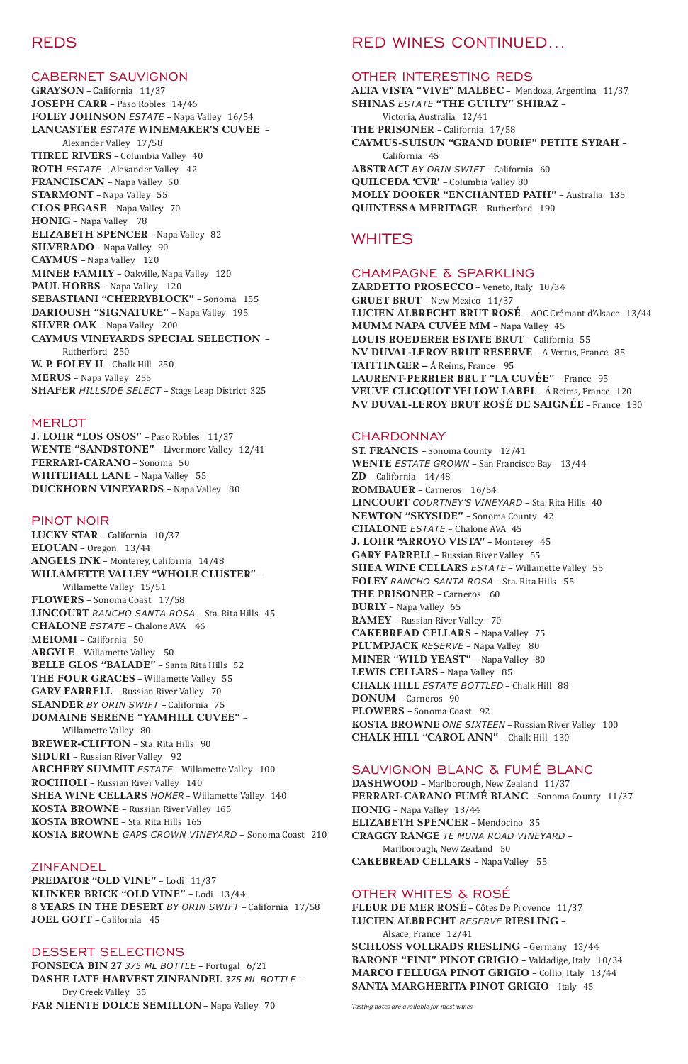# REDS

## CABERNET SAUVIGNON

**GRAYSON** – California 11/37
**JOSEPH CARR** – Paso Robles 14/46
**FOLEY JOHNSON** *ESTATE* – Napa Valley 16/54
**LANCASTER** *ESTATE* **WINEMAKER'S CUVEE** – Alexander Valley 17/58
**THREE RIVERS** – Columbia Valley 40
**ROTH** *ESTATE* – Alexander Valley 42
**FRANCISCAN** – Napa Valley 50
**STARMONT** – Napa Valley 55
**CLOS PEGASE** – Napa Valley 70
**HONIG** – Napa Valley 78
**ELIZABETH SPENCER** – Napa Valley 82
**SILVERADO** – Napa Valley 90
**CAYMUS** – Napa Valley 120
**MINER FAMILY** – Oakville, Napa Valley 120
**PAUL HOBBS** – Napa Valley 120
**SEBASTIANI "CHERRYBLOCK"** – Sonoma 155
**DARIOUSH "SIGNATURE"** – Napa Valley 195
**SILVER OAK** – Napa Valley 200
**CAYMUS VINEYARDS SPECIAL SELECTION** – Rutherford 250
**W. P. FOLEY II** – Chalk Hill 250
**MERUS** – Napa Valley 255
**SHAFER** *HILLSIDE SELECT* – Stags Leap District 325

## MERLOT

**J. LOHR "LOS OSOS"** – Paso Robles 11/37
**WENTE "SANDSTONE"** – Livermore Valley 12/41
**FERRARI-CARANO** – Sonoma 50
**WHITEHALL LANE** – Napa Valley 55
**DUCKHORN VINEYARDS** – Napa Valley 80

## PINOT NOIR

**LUCKY STAR** – California 10/37
**ELOUAN** – Oregon 13/44
**ANGELS INK** – Monterey, California 14/48
**WILLAMETTE VALLEY "WHOLE CLUSTER"** – Willamette Valley 15/51
**FLOWERS** – Sonoma Coast 17/58
**LINCOURT** *RANCHO SANTA ROSA* – Sta. Rita Hills 45
**CHALONE** *ESTATE* – Chalone AVA 46
**MEIOMI** – California 50
**ARGYLE** – Willamette Valley 50
**BELLE GLOS "BALADE"** – Santa Rita Hills 52
**THE FOUR GRACES** – Willamette Valley 55
**GARY FARRELL** – Russian River Valley 70
**SLANDER** *BY ORIN SWIFT* – California 75
**DOMAINE SERENE "YAMHILL CUVEE"** – Willamette Valley 80
**BREWER-CLIFTON** – Sta. Rita Hills 90
**SIDURI** – Russian River Valley 92
**ARCHERY SUMMIT** *ESTATE* – Willamette Valley 100
**ROCHIOLI** – Russian River Valley 140
**SHEA WINE CELLARS** *HOMER* – Willamette Valley 140
**KOSTA BROWNE** – Russian River Valley 165
**KOSTA BROWNE** – Sta. Rita Hills 165
**KOSTA BROWNE** *GAPS CROWN VINEYARD* – Sonoma Coast 210

## ZINFANDEL

**PREDATOR "OLD VINE"** – Lodi 11/37
**KLINKER BRICK "OLD VINE"** – Lodi 13/44
**8 YEARS IN THE DESERT** *BY ORIN SWIFT* – California 17/58
**JOEL GOTT** – California 45

## DESSERT SELECTIONS

**FONSECA BIN 27** *375 ML BOTTLE* – Portugal 6/21
**DASHE LATE HARVEST ZINFANDEL** *375 ML BOTTLE* – Dry Creek Valley 35
**FAR NIENTE DOLCE SEMILLON** – Napa Valley 70

# RED WINES CONTINUED...

## OTHER INTERESTING REDS

**ALTA VISTA "VIVE" MALBEC** – Mendoza, Argentina 11/37
**SHINAS** *ESTATE* **"THE GUILTY" SHIRAZ** – Victoria, Australia 12/41
**THE PRISONER** – California 17/58
**CAYMUS-SUISUN "GRAND DURIF" PETITE SYRAH** – California 45
**ABSTRACT** *BY ORIN SWIFT* – California 60
**QUILCEDA 'CVR'** – Columbia Valley 80
**MOLLY DOOKER "ENCHANTED PATH"** – Australia 135
**QUINTESSA MERITAGE** – Rutherford 190

# WHITES

## CHAMPAGNE & SPARKLING

**ZARDETTO PROSECCO** – Veneto, Italy 10/34
**GRUET BRUT** – New Mexico 11/37
**LUCIEN ALBRECHT BRUT ROSÉ** – AOC Crémant dAlsace 13/44
**MUMM NAPA CUVÉE MM** – Napa Valley 45
**LOUIS ROEDERER ESTATE BRUT** – California 55
**NV DUVAL-LEROY BRUT RESERVE** – Á Vertus, France 85
**TAITTINGER** – Á Reims, France 95
**LAURENT-PERRIER BRUT "LA CUVÉE"** – France 95
**VEUVE CLICQUOT YELLOW LABEL** – Á Reims, France 120
**NV DUVAL-LEROY BRUT ROSÉ DE SAIGNÉE** – France 130

## CHARDONNAY

**ST. FRANCIS** – Sonoma County 12/41
**WENTE** *ESTATE GROWN* – San Francisco Bay 13/44
**ZD** – California 14/48
**ROMBAUER** – Carneros 16/54
**LINCOURT** *COURTNEY'S VINEYARD* – Sta. Rita Hills 40
**NEWTON "SKYSIDE"** – Sonoma County 42
**CHALONE** *ESTATE* – Chalone AVA 45
**J. LOHR "ARROYO VISTA"** – Monterey 45
**GARY FARRELL** – Russian River Valley 55
**SHEA WINE CELLARS** *ESTATE* – Willamette Valley 55
**FOLEY** *RANCHO SANTA ROSA* – Sta. Rita Hills 55
**THE PRISONER** – Carneros 60
**BURLY** – Napa Valley 65
**RAMEY** – Russian River Valley 70
**CAKEBREAD CELLARS** – Napa Valley 75
**PLUMPJACK** *RESERVE* – Napa Valley 80
**MINER "WILD YEAST"** – Napa Valley 80
**LEWIS CELLARS** – Napa Valley 85
**CHALK HILL** *ESTATE BOTTLED* – Chalk Hill 88
**DONUM** – Carneros 90
**FLOWERS** – Sonoma Coast 92
**KOSTA BROWNE** *ONE SIXTEEN* – Russian River Valley 100
**CHALK HILL "CAROL ANN"** – Chalk Hill 130

## SAUVIGNON BLANC & FUMÉ BLANC

**DASHWOOD** – Marlborough, New Zealand 11/37
**FERRARI-CARANO FUMÉ BLANC** – Sonoma County 11/37
**HONIG** – Napa Valley 13/44
**ELIZABETH SPENCER** – Mendocino 35
**CRAGGY RANGE** *TE MUNA ROAD VINEYARD* – Marlborough, New Zealand 50
**CAKEBREAD CELLARS** – Napa Valley 55

## OTHER WHITES & ROSÉ

**FLEUR DE MER ROSÉ** – Côtes De Provence 11/37
**LUCIEN ALBRECHT** *RESERVE* **RIESLING** – Alsace, France 12/41
**SCHLOSS VOLLRADS RIESLING** – Germany 13/44
**BARONE "FINI" PINOT GRIGIO** – Valdadige, Italy 10/34
**MARCO FELLUGA PINOT GRIGIO** – Collio, Italy 13/44
**SANTA MARGHERITA PINOT GRIGIO** – Italy 45

*Tasting notes are available for most wines.*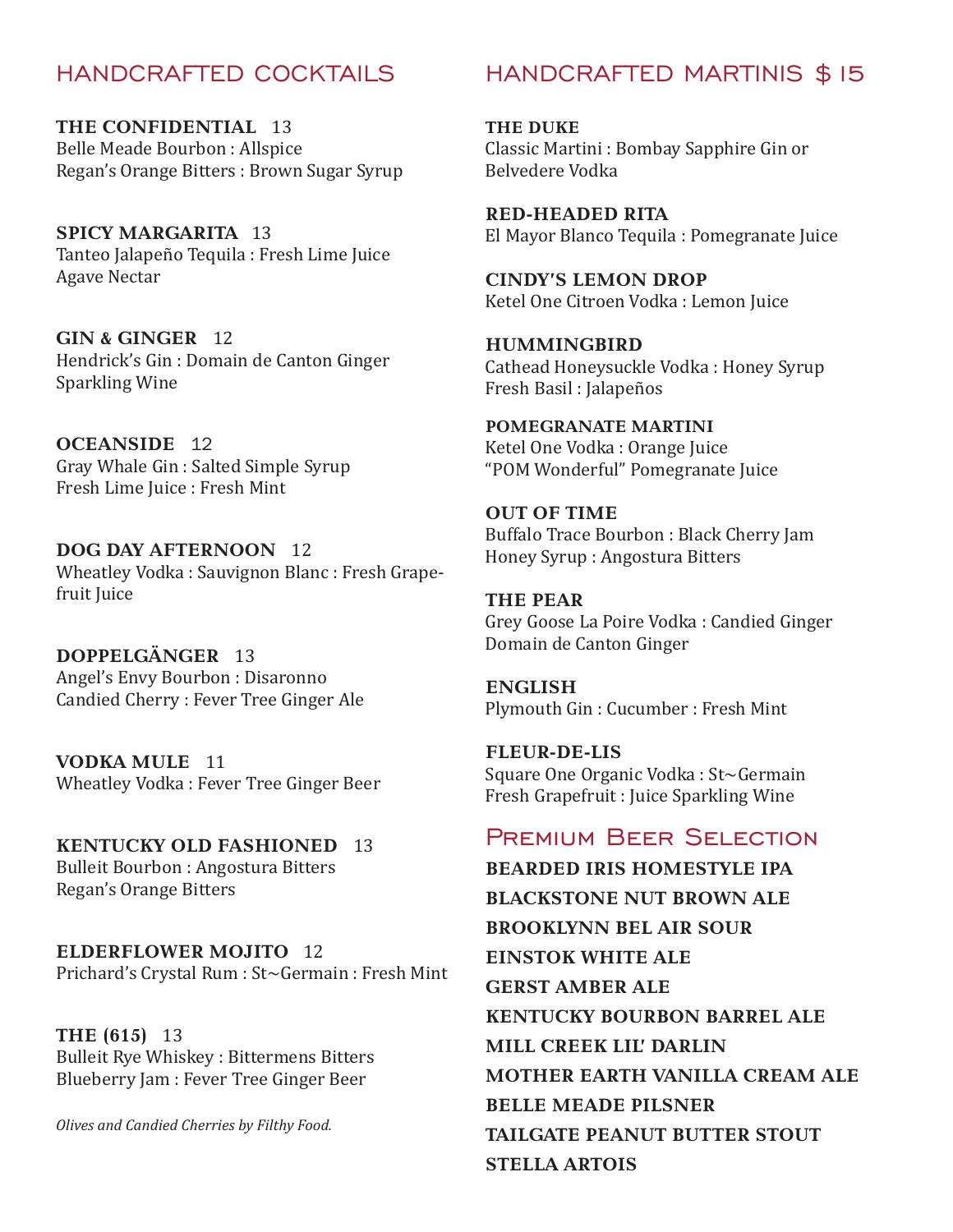## HANDCRAFTED COCKTAILS

**THE CONFIDENTIAL** 13
Belle Meade Bourbon : Allspice
Regan's Orange Bitters : Brown Sugar Syrup

**SPICY MARGARITA** 13
Tanteo Jalapeño Tequila : Fresh Lime Juice
Agave Nectar

**GIN & GINGER** 12
Hendrick's Gin : Domain de Canton Ginger
Sparkling Wine

**OCEANSIDE** 12
Gray Whale Gin : Salted Simple Syrup
Fresh Lime Juice : Fresh Mint

**DOG DAY AFTERNOON** 12
Wheatley Vodka : Sauvignon Blanc : Fresh Grapefruit Juice

**DOPPELGÄNGER** 13
Angel's Envy Bourbon : Disaronno
Candied Cherry : Fever Tree Ginger Ale

**VODKA MULE** 11
Wheatley Vodka : Fever Tree Ginger Beer

**KENTUCKY OLD FASHIONED** 13
Bulleit Bourbon : Angostura Bitters
Regan's Orange Bitters

**ELDERFLOWER MOJITO** 12
Prichard's Crystal Rum : St~Germain : Fresh Mint

**THE (615)** 13
Bulleit Rye Whiskey : Bittermens Bitters
Blueberry Jam : Fever Tree Ginger Beer

*Olives and Candied Cherries by Filthy Food.*

## HANDCRAFTED MARTINIS $15

**THE DUKE**
Classic Martini : Bombay Sapphire Gin or Belvedere Vodka

**RED-HEADED RITA**
El Mayor Blanco Tequila : Pomegranate Juice

**CINDY'S LEMON DROP**
Ketel One Citroen Vodka : Lemon Juice

**HUMMINGBIRD**
Cathead Honeysuckle Vodka : Honey Syrup
Fresh Basil : Jalapeños

**POMEGRANATE MARTINI**
Ketel One Vodka : Orange Juice
"POM Wonderful" Pomegranate Juice

**OUT OF TIME**
Buffalo Trace Bourbon : Black Cherry Jam
Honey Syrup : Angostura Bitters

**THE PEAR**
Grey Goose La Poire Vodka : Candied Ginger
Domain de Canton Ginger

**ENGLISH**
Plymouth Gin : Cucumber : Fresh Mint

**FLEUR-DE-LIS**
Square One Organic Vodka : St~Germain
Fresh Grapefruit : Juice Sparkling Wine

## Premium Beer Selection

**BEARDED IRIS HOMESTYLE IPA**
**BLACKSTONE NUT BROWN ALE**
**BROOKLYNN BEL AIR SOUR**
**EINSTOK WHITE ALE**
**GERST AMBER ALE**
**KENTUCKY BOURBON BARREL ALE**
**MILL CREEK LIL' DARLIN**
**MOTHER EARTH VANILLA CREAM ALE**
**BELLE MEADE PILSNER**
**TAILGATE PEANUT BUTTER STOUT**
**STELLA ARTOIS**